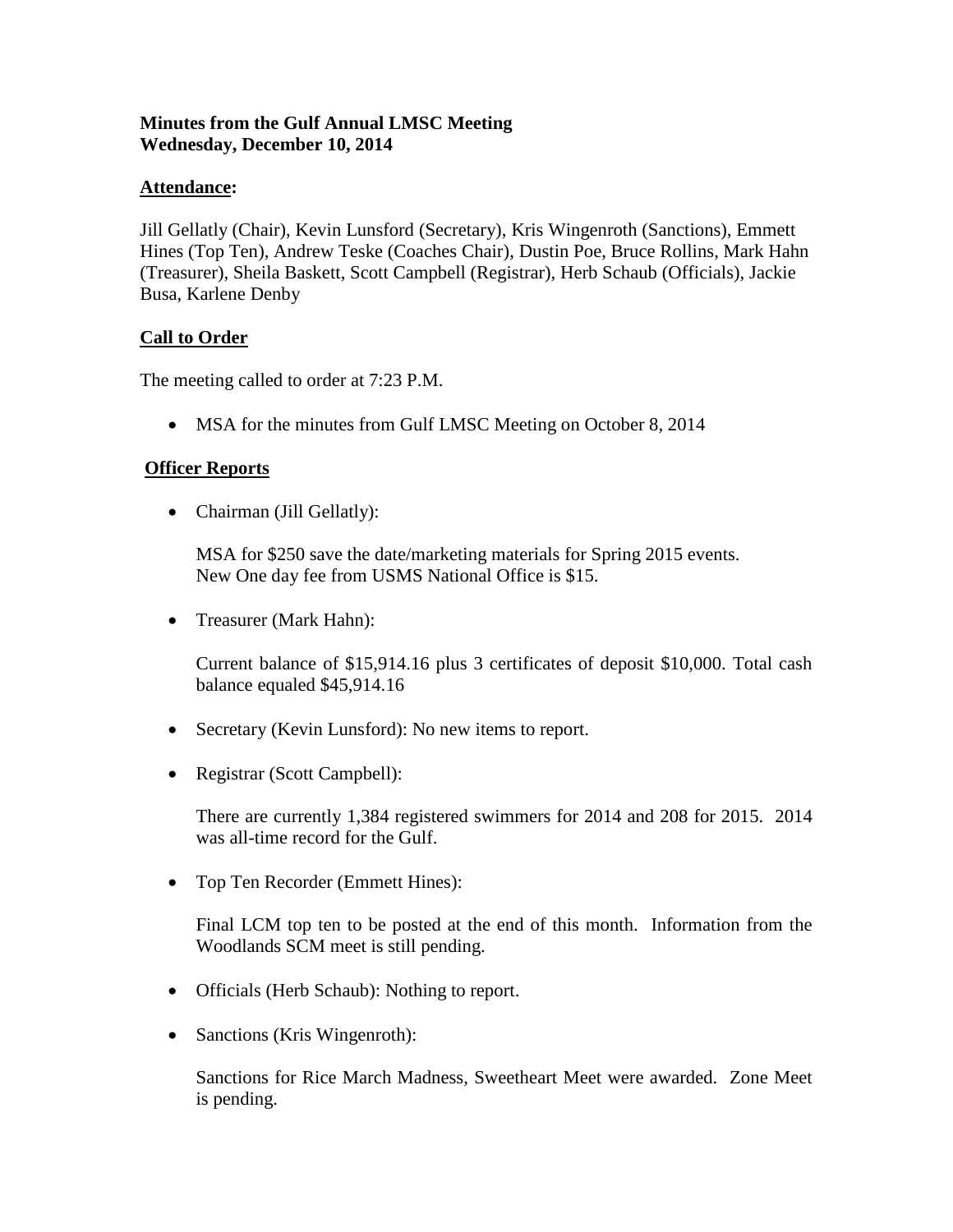**Minutes from the Gulf Annual LMSC Meeting**
**Wednesday, December 10, 2014**

**Attendance:**

Jill Gellatly (Chair), Kevin Lunsford (Secretary), Kris Wingenroth (Sanctions), Emmett Hines (Top Ten), Andrew Teske (Coaches Chair), Dustin Poe, Bruce Rollins, Mark Hahn (Treasurer), Sheila Baskett, Scott Campbell (Registrar), Herb Schaub (Officials), Jackie Busa, Karlene Denby

**Call to Order**

The meeting called to order at 7:23 P.M.

- MSA for the minutes from Gulf LMSC Meeting on October 8, 2014

**Officer Reports**

- Chairman (Jill Gellatly):

  MSA for $250 save the date/marketing materials for Spring 2015 events.
  New One day fee from USMS National Office is $15.

- Treasurer (Mark Hahn):

  Current balance of $15,914.16 plus 3 certificates of deposit $10,000. Total cash balance equaled $45,914.16

- Secretary (Kevin Lunsford): No new items to report.

- Registrar (Scott Campbell):

  There are currently 1,384 registered swimmers for 2014 and 208 for 2015. 2014 was all-time record for the Gulf.

- Top Ten Recorder (Emmett Hines):

  Final LCM top ten to be posted at the end of this month. Information from the Woodlands SCM meet is still pending.

- Officials (Herb Schaub): Nothing to report.

- Sanctions (Kris Wingenroth):

  Sanctions for Rice March Madness, Sweetheart Meet were awarded. Zone Meet is pending.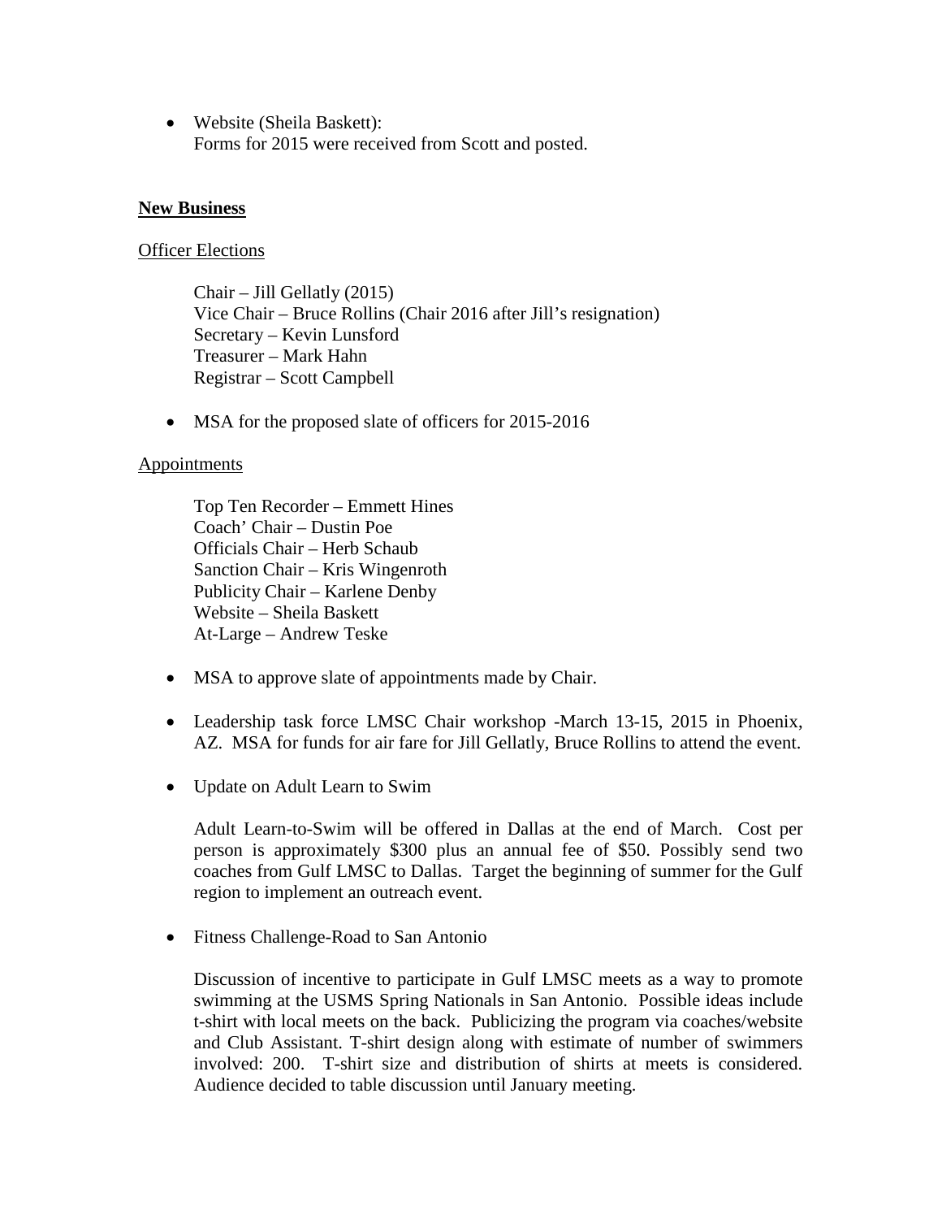- Website (Sheila Baskett):
  Forms for 2015 were received from Scott and posted.

**New Business**

Officer Elections

Chair – Jill Gellatly (2015)
Vice Chair – Bruce Rollins (Chair 2016 after Jill's resignation)
Secretary – Kevin Lunsford
Treasurer – Mark Hahn
Registrar – Scott Campbell

- MSA for the proposed slate of officers for 2015-2016

Appointments

Top Ten Recorder – Emmett Hines
Coach' Chair – Dustin Poe
Officials Chair – Herb Schaub
Sanction Chair – Kris Wingenroth
Publicity Chair – Karlene Denby
Website – Sheila Baskett
At-Large – Andrew Teske

- MSA to approve slate of appointments made by Chair.

- Leadership task force LMSC Chair workshop -March 13-15, 2015 in Phoenix, AZ. MSA for funds for air fare for Jill Gellatly, Bruce Rollins to attend the event.

- Update on Adult Learn to Swim

  Adult Learn-to-Swim will be offered in Dallas at the end of March. Cost per person is approximately $300 plus an annual fee of $50. Possibly send two coaches from Gulf LMSC to Dallas. Target the beginning of summer for the Gulf region to implement an outreach event.

- Fitness Challenge-Road to San Antonio

  Discussion of incentive to participate in Gulf LMSC meets as a way to promote swimming at the USMS Spring Nationals in San Antonio. Possible ideas include t-shirt with local meets on the back. Publicizing the program via coaches/website and Club Assistant. T-shirt design along with estimate of number of swimmers involved: 200. T-shirt size and distribution of shirts at meets is considered. Audience decided to table discussion until January meeting.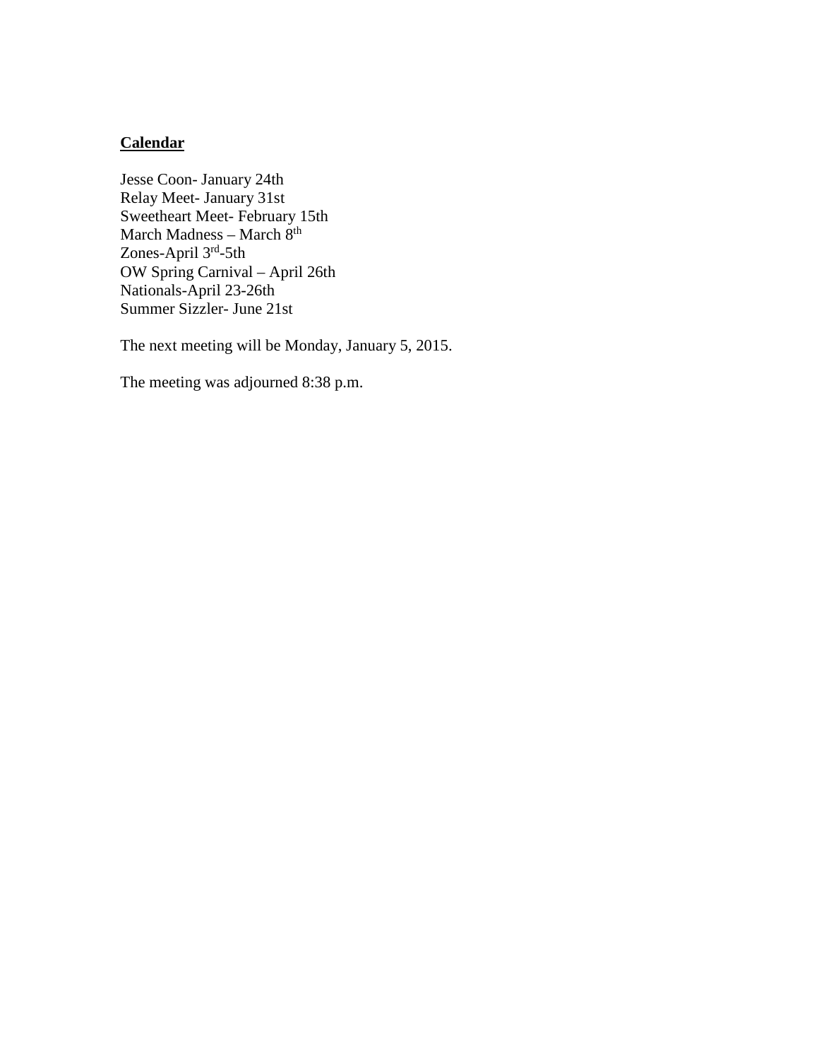**Calendar**

Jesse Coon- January 24th
Relay Meet- January 31st
Sweetheart Meet- February 15th
March Madness – March 8th
Zones-April 3rd-5th
OW Spring Carnival – April 26th
Nationals-April 23-26th
Summer Sizzler- June 21st

The next meeting will be Monday, January 5, 2015.

The meeting was adjourned 8:38 p.m.